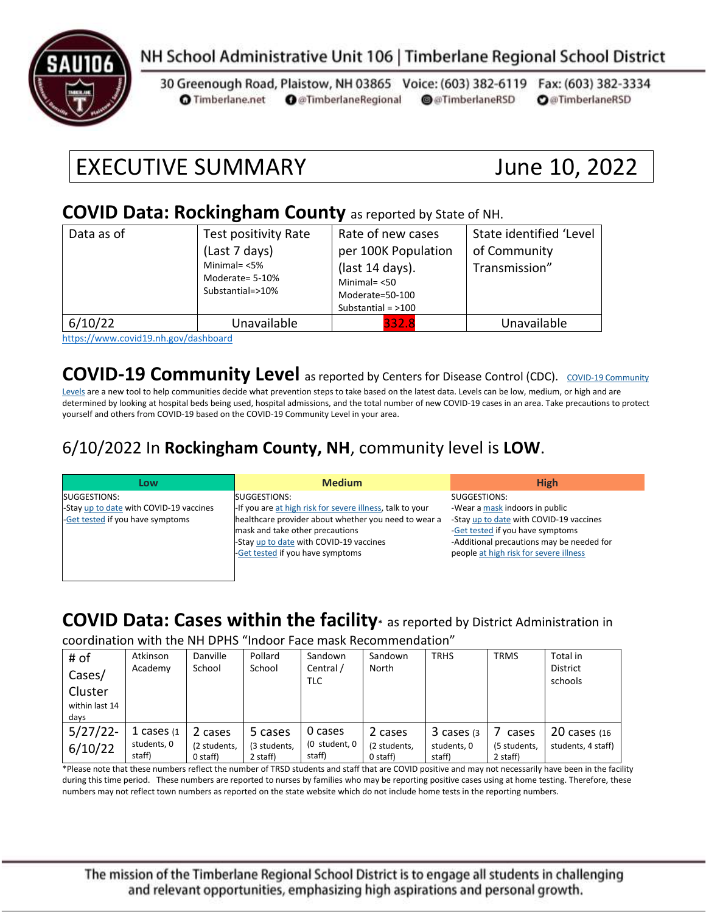NH School Administrative Unit 106 | Timberlane Regional School District

30 Greenough Road, Plaistow, NH 03865 Voice: (603) 382-6119 Fax: (603) 382-3334
Timberlane.net @TimberlaneRegional @TimberlaneRSD @TimberlaneRSD

# EXECUTIVE SUMMARY June 10, 2022

## COVID Data: Rockingham County as reported by State of NH.

| Data as of | Test positivity Rate (Last 7 days) Minimal= <5% Moderate= 5-10% Substantial=>10% | Rate of new cases per 100K Population (last 14 days). Minimal= <50 Moderate=50-100 Substantial = >100 | State identified 'Level of Community Transmission" |
|---|---|---|---|
| 6/10/22 | Unavailable | 332.8 | Unavailable |

https://www.covid19.nh.gov/dashboard

## COVID-19 Community Level as reported by Centers for Disease Control (CDC).

COVID-19 Community Levels are a new tool to help communities decide what prevention steps to take based on the latest data. Levels can be low, medium, or high and are determined by looking at hospital beds being used, hospital admissions, and the total number of new COVID-19 cases in an area. Take precautions to protect yourself and others from COVID-19 based on the COVID-19 Community Level in your area.

### 6/10/2022 In **Rockingham County, NH**, community level is **LOW**.

| Low | Medium | High |
|---|---|---|
| SUGGESTIONS:<br>-Stay up to date with COVID-19 vaccines<br>-Get tested if you have symptoms | SUGGESTIONS:<br>-If you are at high risk for severe illness, talk to your healthcare provider about whether you need to wear a mask and take other precautions<br>-Stay up to date with COVID-19 vaccines<br>-Get tested if you have symptoms | SUGGESTIONS:<br>-Wear a mask indoors in public<br>-Stay up to date with COVID-19 vaccines<br>-Get tested if you have symptoms<br>-Additional precautions may be needed for people at high risk for severe illness |

## COVID Data: Cases within the facility* as reported by District Administration in coordination with the NH DPHS "Indoor Face mask Recommendation"

| # of Cases/ Cluster within last 14 days | Atkinson Academy | Danville School | Pollard School | Sandown Central / TLC | Sandown North | TRHS | TRMS | Total in District schools |
|---|---|---|---|---|---|---|---|---|
| 5/27/22-6/10/22 | 1 cases (1 students, 0 staff) | 2 cases (2 students, 0 staff) | 5 cases (3 students, 2 staff) | 0 cases (0 student, 0 staff) | 2 cases (2 students, 0 staff) | 3 cases (3 students, 0 staff) | 7 cases (5 students, 2 staff) | 20 cases (16 students, 4 staff) |

*Please note that these numbers reflect the number of TRSD students and staff that are COVID positive and may not necessarily have been in the facility during this time period. These numbers are reported to nurses by families who may be reporting positive cases using at home testing. Therefore, these numbers may not reflect town numbers as reported on the state website which do not include home tests in the reporting numbers.

The mission of the Timberlane Regional School District is to engage all students in challenging and relevant opportunities, emphasizing high aspirations and personal growth.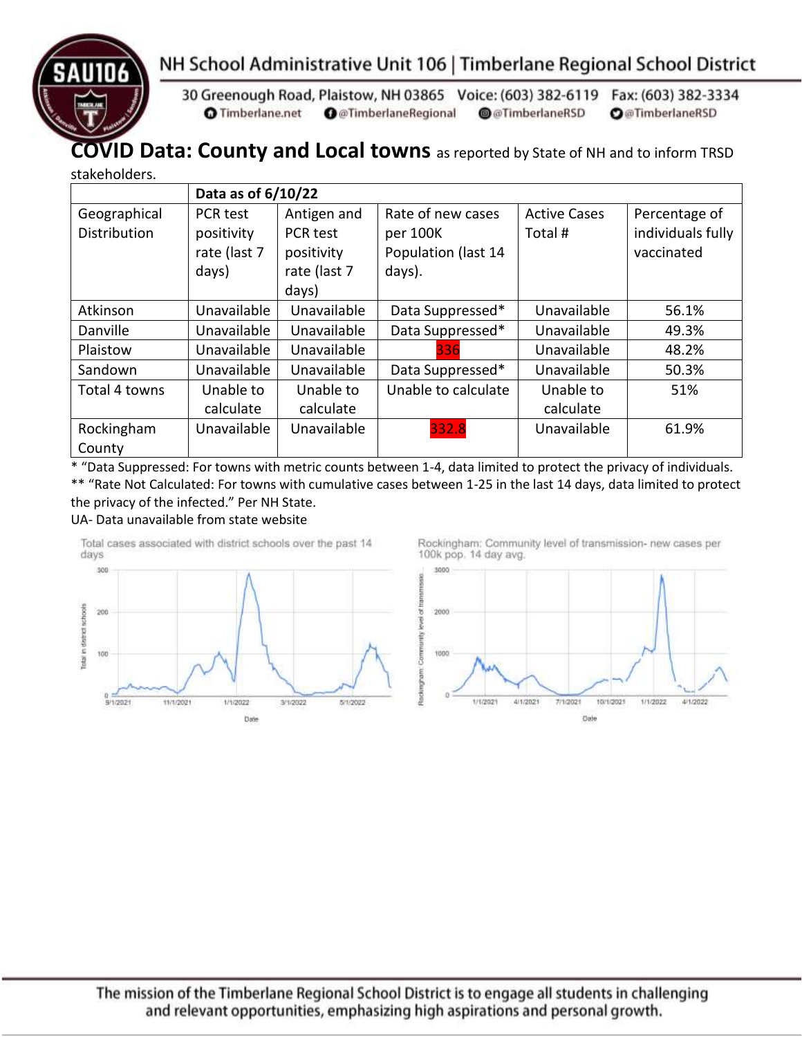## COVID Data: County and Local towns as reported by State of NH and to inform TRSD stakeholders.

| | Data as of 6/10/22 | | | | |
|---|---|---|---|---|---|
| Geographical Distribution | PCR test positivity rate (last 7 days) | Antigen and PCR test positivity rate (last 7 days) | Rate of new cases per 100K Population (last 14 days). | Active Cases Total # | Percentage of individuals fully vaccinated |
| Atkinson | Unavailable | Unavailable | Data Suppressed* | Unavailable | 56.1% |
| Danville | Unavailable | Unavailable | Data Suppressed* | Unavailable | 49.3% |
| Plaistow | Unavailable | Unavailable | 336 | Unavailable | 48.2% |
| Sandown | Unavailable | Unavailable | Data Suppressed* | Unavailable | 50.3% |
| Total 4 towns | Unable to calculate | Unable to calculate | Unable to calculate | Unable to calculate | 51% |
| Rockingham County | Unavailable | Unavailable | 332.8 | Unavailable | 61.9% |

* "Data Suppressed: For towns with metric counts between 1-4, data limited to protect the privacy of individuals.
** "Rate Not Calculated: For towns with cumulative cases between 1-25 in the last 14 days, data limited to protect the privacy of the infected." Per NH State.
UA- Data unavailable from state website

Total cases associated with district schools over the past 14 days

300
200
100
0
9/1/2021
11/1/2021
1/1/2022
3/1/2022
5/1/2022
Date
Total in district schools

Rockingham: Community level of transmission- new cases per 100k pop. 14 day avg.

3000
2000
1000
0
1/1/2021
4/1/2021
7/1/2021
10/1/2021
1/1/2022
4/1/2022
Date
Rockingham: Community level of transmission